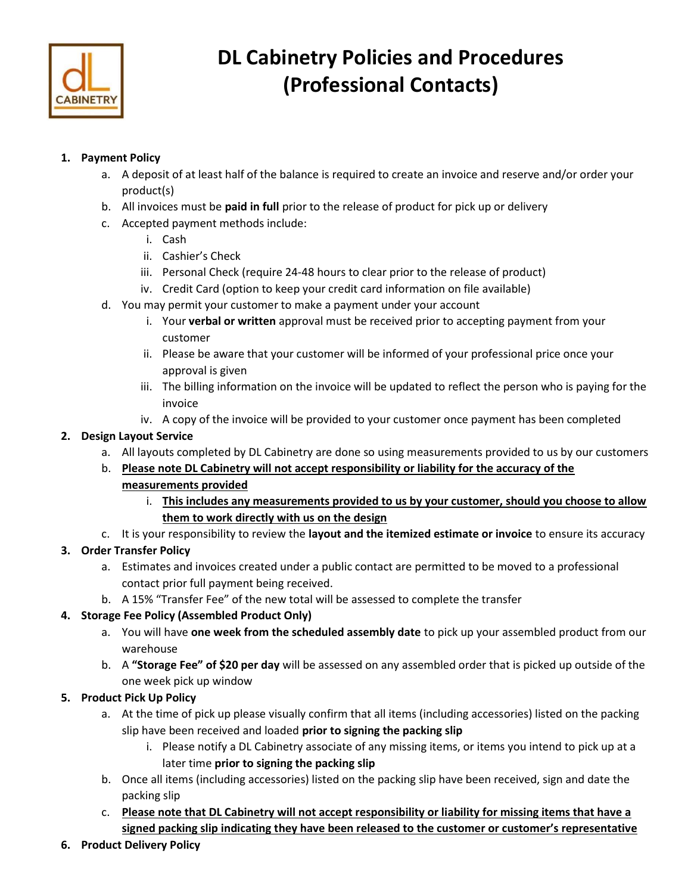# DL Cabinetry Policies and Procedures (Professional Contacts)

1. **Payment Policy**
    a. A deposit of at least half of the balance is required to create an invoice and reserve and/or order your product(s)
    b. All invoices must be **paid in full** prior to the release of product for pick up or delivery
    c. Accepted payment methods include:
        i. Cash
        ii. Cashier's Check
        iii. Personal Check (require 24-48 hours to clear prior to the release of product)
        iv. Credit Card (option to keep your credit card information on file available)
    d. You may permit your customer to make a payment under your account
        i. Your **verbal or written** approval must be received prior to accepting payment from your customer
        ii. Please be aware that your customer will be informed of your professional price once your approval is given
        iii. The billing information on the invoice will be updated to reflect the person who is paying for the invoice
        iv. A copy of the invoice will be provided to your customer once payment has been completed
2. **Design Layout Service**
    a. All layouts completed by DL Cabinetry are done so using measurements provided to us by our customers
    b. **<u>Please note DL Cabinetry will not accept responsibility or liability for the accuracy of the measurements provided</u>**
        i. **<u>This includes any measurements provided to us by your customer, should you choose to allow them to work directly with us on the design</u>**
    c. It is your responsibility to review the **layout and the itemized estimate or invoice** to ensure its accuracy
3. **Order Transfer Policy**
    a. Estimates and invoices created under a public contact are permitted to be moved to a professional contact prior full payment being received.
    b. A 15% "Transfer Fee" of the new total will be assessed to complete the transfer
4. **Storage Fee Policy (Assembled Product Only)**
    a. You will have **one week from the scheduled assembly date** to pick up your assembled product from our warehouse
    b. A **"Storage Fee" of $20 per day** will be assessed on any assembled order that is picked up outside of the one week pick up window
5. **Product Pick Up Policy**
    a. At the time of pick up please visually confirm that all items (including accessories) listed on the packing slip have been received and loaded **prior to signing the packing slip**
        i. Please notify a DL Cabinetry associate of any missing items, or items you intend to pick up at a later time **prior to signing the packing slip**
    b. Once all items (including accessories) listed on the packing slip have been received, sign and date the packing slip
    c. **<u>Please note that DL Cabinetry will not accept responsibility or liability for missing items that have a signed packing slip indicating they have been released to the customer or customer's representative</u>**
6. **Product Delivery Policy**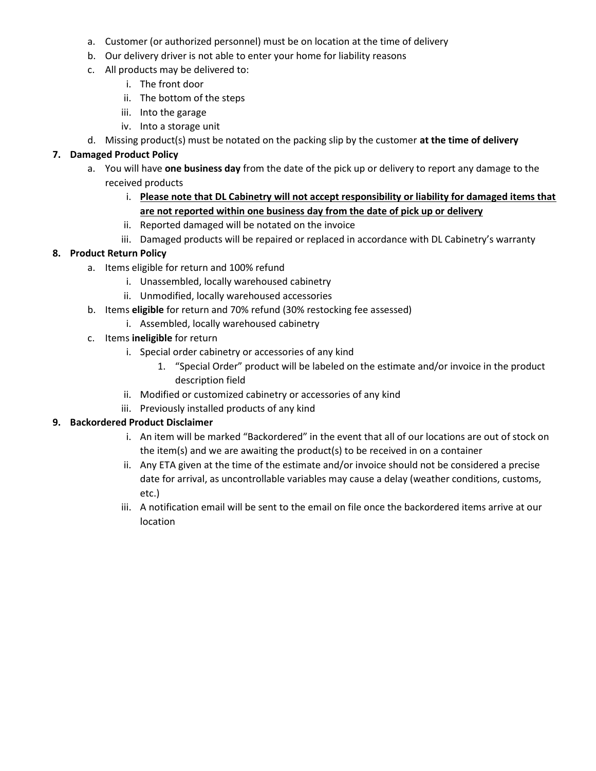a. Customer (or authorized personnel) must be on location at the time of delivery
b. Our delivery driver is not able to enter your home for liability reasons
c. All products may be delivered to:
    i. The front door
    ii. The bottom of the steps
    iii. Into the garage
    iv. Into a storage unit
d. Missing product(s) must be notated on the packing slip by the customer **at the time of delivery**

7. **Damaged Product Policy**
    a. You will have **one business day** from the date of the pick up or delivery to report any damage to the received products
        i. <u>**Please note that DL Cabinetry will not accept responsibility or liability for damaged items that are not reported within one business day from the date of pick up or delivery**</u>
        ii. Reported damaged will be notated on the invoice
        iii. Damaged products will be repaired or replaced in accordance with DL Cabinetry's warranty
8. **Product Return Policy**
    a. Items eligible for return and 100% refund
        i. Unassembled, locally warehoused cabinetry
        ii. Unmodified, locally warehoused accessories
    b. Items **eligible** for return and 70% refund (30% restocking fee assessed)
        i. Assembled, locally warehoused cabinetry
    c. Items **ineligible** for return
        i. Special order cabinetry or accessories of any kind
            1. "Special Order" product will be labeled on the estimate and/or invoice in the product description field
        ii. Modified or customized cabinetry or accessories of any kind
        iii. Previously installed products of any kind
9. **Backordered Product Disclaimer**
        i. An item will be marked "Backordered" in the event that all of our locations are out of stock on the item(s) and we are awaiting the product(s) to be received in on a container
        ii. Any ETA given at the time of the estimate and/or invoice should not be considered a precise date for arrival, as uncontrollable variables may cause a delay (weather conditions, customs, etc.)
        iii. A notification email will be sent to the email on file once the backordered items arrive at our location